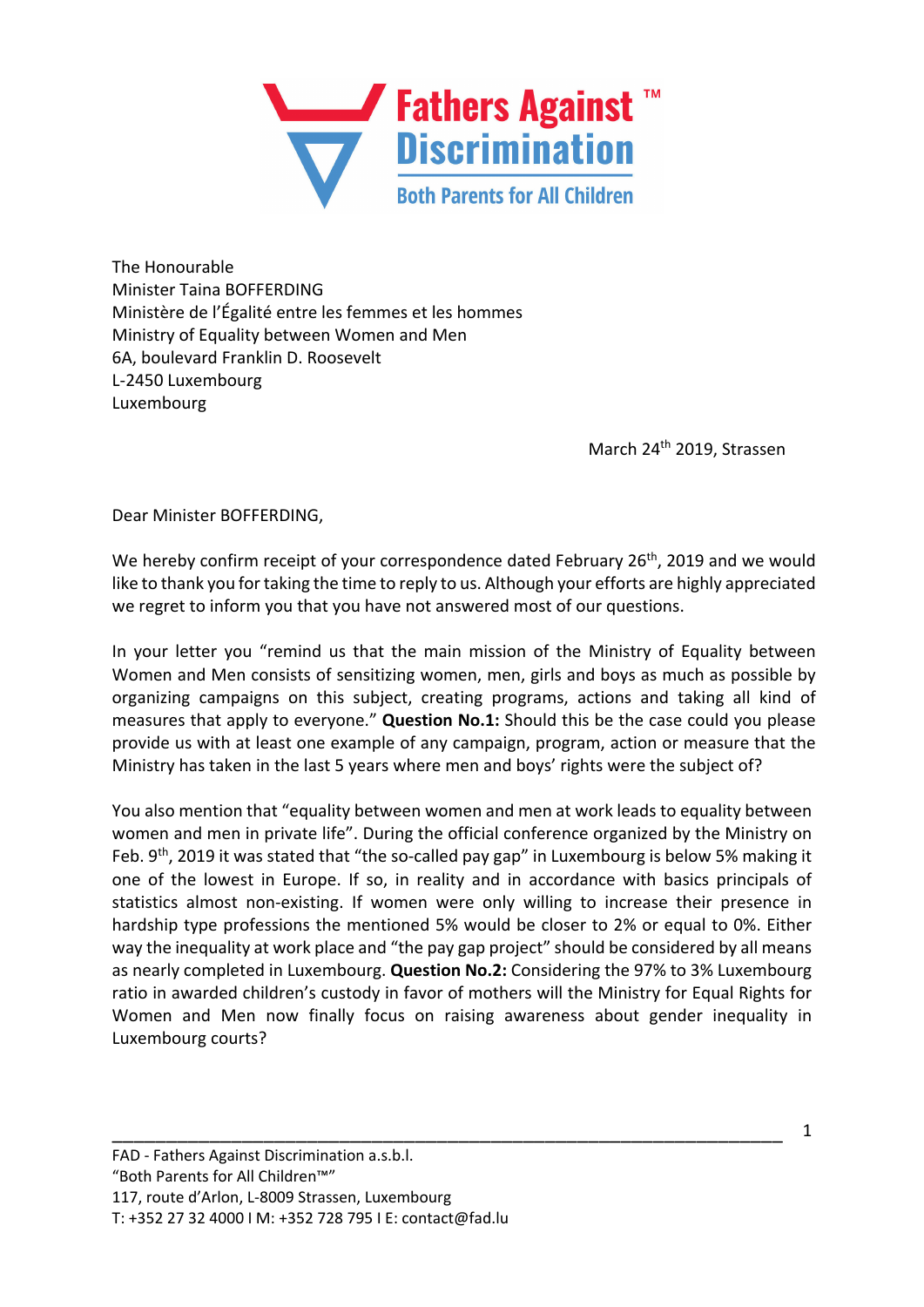**Fathers Against Discrimination™**
**Both Parents for All Children**

The Honourable
Minister Taina BOFFERDING
Ministère de l'Égalité entre les femmes et les hommes
Ministry of Equality between Women and Men
6A, boulevard Franklin D. Roosevelt
L-2450 Luxembourg
Luxembourg

March 24th 2019, Strassen

Dear Minister BOFFERDING,

We hereby confirm receipt of your correspondence dated February 26th, 2019 and we would like to thank you for taking the time to reply to us. Although your efforts are highly appreciated we regret to inform you that you have not answered most of our questions.

In your letter you "remind us that the main mission of the Ministry of Equality between Women and Men consists of sensitizing women, men, girls and boys as much as possible by organizing campaigns on this subject, creating programs, actions and taking all kind of measures that apply to everyone." **Question No.1:** Should this be the case could you please provide us with at least one example of any campaign, program, action or measure that the Ministry has taken in the last 5 years where men and boys' rights were the subject of?

You also mention that "equality between women and men at work leads to equality between women and men in private life". During the official conference organized by the Ministry on Feb. 9th, 2019 it was stated that "the so-called pay gap" in Luxembourg is below 5% making it one of the lowest in Europe. If so, in reality and in accordance with basics principals of statistics almost non-existing. If women were only willing to increase their presence in hardship type professions the mentioned 5% would be closer to 2% or equal to 0%. Either way the inequality at work place and "the pay gap project" should be considered by all means as nearly completed in Luxembourg. **Question No.2:** Considering the 97% to 3% Luxembourg ratio in awarded children's custody in favor of mothers will the Ministry for Equal Rights for Women and Men now finally focus on raising awareness about gender inequality in Luxembourg courts?

FAD - Fathers Against Discrimination a.s.b.l.
"Both Parents for All Children™"
117, route d'Arlon, L-8009 Strassen, Luxembourg
T: +352 27 32 4000 I M: +352 728 795 I E: contact@fad.lu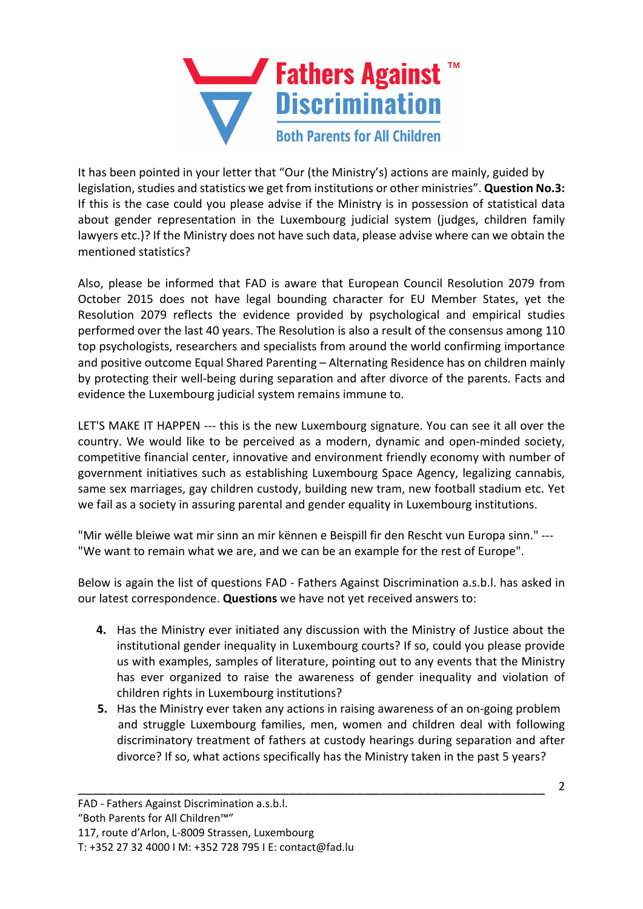It has been pointed in your letter that "Our (the Ministry's) actions are mainly, guided by legislation, studies and statistics we get from institutions or other ministries". **Question No.3:** If this is the case could you please advise if the Ministry is in possession of statistical data about gender representation in the Luxembourg judicial system (judges, children family lawyers etc.)? If the Ministry does not have such data, please advise where can we obtain the mentioned statistics?

Also, please be informed that FAD is aware that European Council Resolution 2079 from October 2015 does not have legal bounding character for EU Member States, yet the Resolution 2079 reflects the evidence provided by psychological and empirical studies performed over the last 40 years. The Resolution is also a result of the consensus among 110 top psychologists, researchers and specialists from around the world confirming importance and positive outcome Equal Shared Parenting – Alternating Residence has on children mainly by protecting their well-being during separation and after divorce of the parents. Facts and evidence the Luxembourg judicial system remains immune to.

LET'S MAKE IT HAPPEN --- this is the new Luxembourg signature. You can see it all over the country. We would like to be perceived as a modern, dynamic and open-minded society, competitive financial center, innovative and environment friendly economy with number of government initiatives such as establishing Luxembourg Space Agency, legalizing cannabis, same sex marriages, gay children custody, building new tram, new football stadium etc. Yet we fail as a society in assuring parental and gender equality in Luxembourg institutions.

"Mir wëlle bleiwe wat mir sinn an mir kënnen e Beispill fir den Rescht vun Europa sinn." --- "We want to remain what we are, and we can be an example for the rest of Europe".

Below is again the list of questions FAD - Fathers Against Discrimination a.s.b.l. has asked in our latest correspondence. **Questions** we have not yet received answers to:

4. Has the Ministry ever initiated any discussion with the Ministry of Justice about the institutional gender inequality in Luxembourg courts? If so, could you please provide us with examples, samples of literature, pointing out to any events that the Ministry has ever organized to raise the awareness of gender inequality and violation of children rights in Luxembourg institutions?
5. Has the Ministry ever taken any actions in raising awareness of an on-going problem and struggle Luxembourg families, men, women and children deal with following discriminatory treatment of fathers at custody hearings during separation and after divorce? If so, what actions specifically has the Ministry taken in the past 5 years?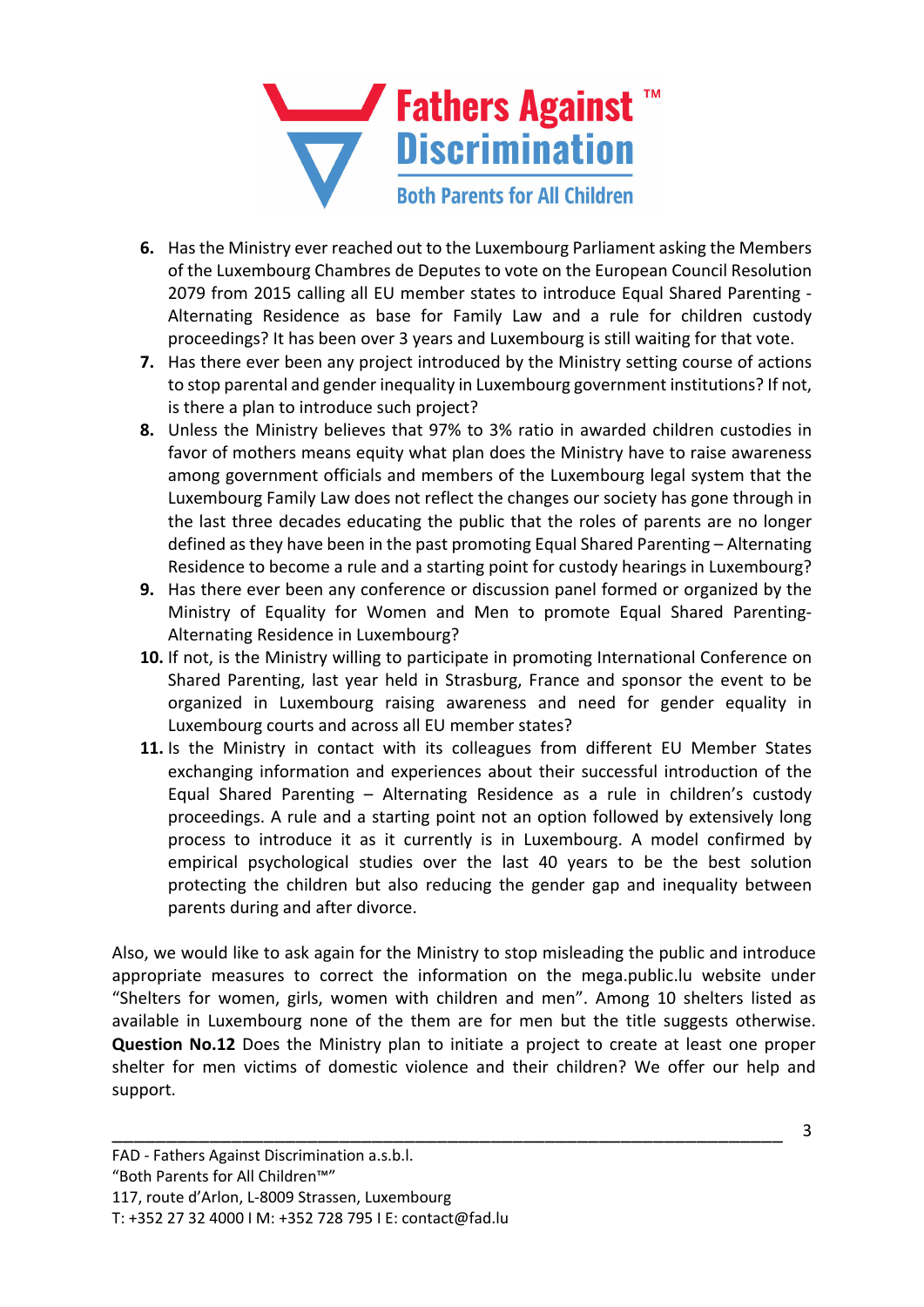6. Has the Ministry ever reached out to the Luxembourg Parliament asking the Members of the Luxembourg Chambres de Deputes to vote on the European Council Resolution 2079 from 2015 calling all EU member states to introduce Equal Shared Parenting - Alternating Residence as base for Family Law and a rule for children custody proceedings? It has been over 3 years and Luxembourg is still waiting for that vote.
7. Has there ever been any project introduced by the Ministry setting course of actions to stop parental and gender inequality in Luxembourg government institutions? If not, is there a plan to introduce such project?
8. Unless the Ministry believes that 97% to 3% ratio in awarded children custodies in favor of mothers means equity what plan does the Ministry have to raise awareness among government officials and members of the Luxembourg legal system that the Luxembourg Family Law does not reflect the changes our society has gone through in the last three decades educating the public that the roles of parents are no longer defined as they have been in the past promoting Equal Shared Parenting – Alternating Residence to become a rule and a starting point for custody hearings in Luxembourg?
9. Has there ever been any conference or discussion panel formed or organized by the Ministry of Equality for Women and Men to promote Equal Shared Parenting-Alternating Residence in Luxembourg?
10. If not, is the Ministry willing to participate in promoting International Conference on Shared Parenting, last year held in Strasburg, France and sponsor the event to be organized in Luxembourg raising awareness and need for gender equality in Luxembourg courts and across all EU member states?
11. Is the Ministry in contact with its colleagues from different EU Member States exchanging information and experiences about their successful introduction of the Equal Shared Parenting – Alternating Residence as a rule in children's custody proceedings. A rule and a starting point not an option followed by extensively long process to introduce it as it currently is in Luxembourg. A model confirmed by empirical psychological studies over the last 40 years to be the best solution protecting the children but also reducing the gender gap and inequality between parents during and after divorce.

Also, we would like to ask again for the Ministry to stop misleading the public and introduce appropriate measures to correct the information on the mega.public.lu website under "Shelters for women, girls, women with children and men". Among 10 shelters listed as available in Luxembourg none of the them are for men but the title suggests otherwise. **Question No.12** Does the Ministry plan to initiate a project to create at least one proper shelter for men victims of domestic violence and their children? We offer our help and support.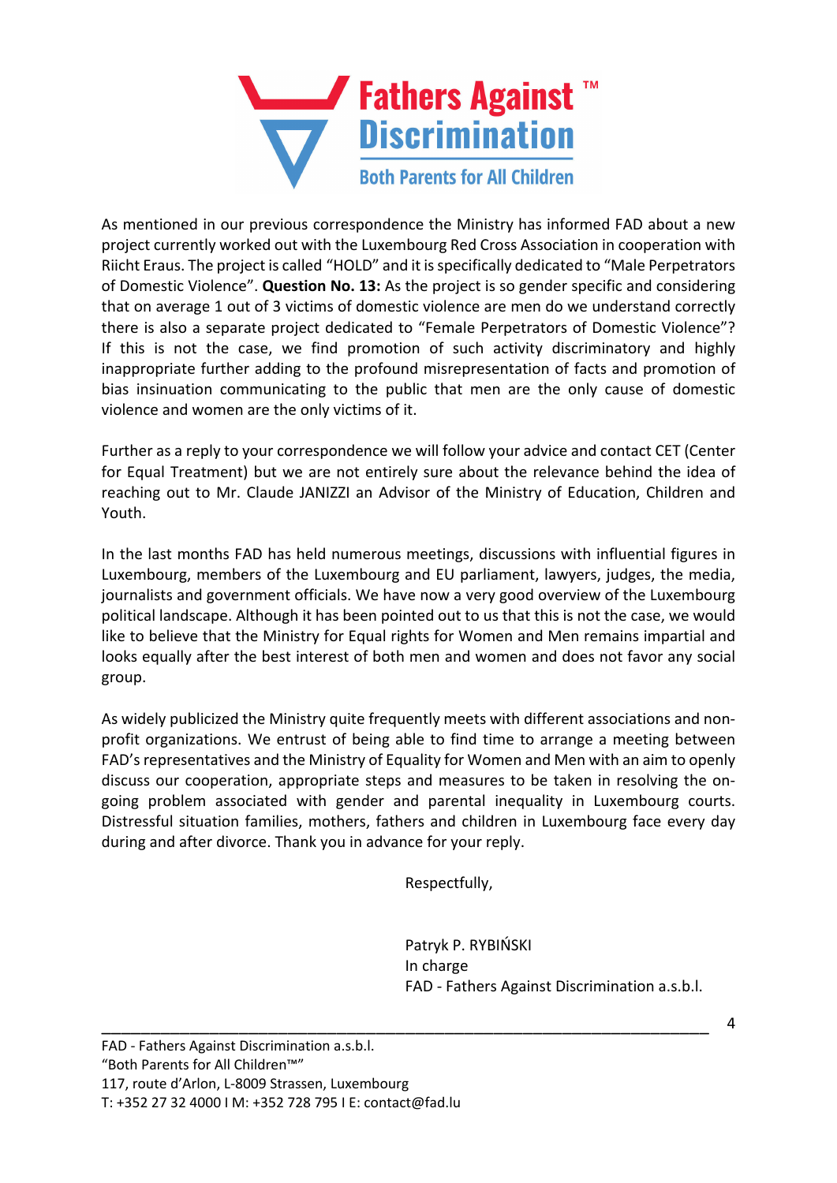Fathers Against™
Discrimination
Both Parents for All Children

As mentioned in our previous correspondence the Ministry has informed FAD about a new project currently worked out with the Luxembourg Red Cross Association in cooperation with Riicht Eraus. The project is called "HOLD" and it is specifically dedicated to "Male Perpetrators of Domestic Violence". **Question No. 13:** As the project is so gender specific and considering that on average 1 out of 3 victims of domestic violence are men do we understand correctly there is also a separate project dedicated to "Female Perpetrators of Domestic Violence"? If this is not the case, we find promotion of such activity discriminatory and highly inappropriate further adding to the profound misrepresentation of facts and promotion of bias insinuation communicating to the public that men are the only cause of domestic violence and women are the only victims of it.

Further as a reply to your correspondence we will follow your advice and contact CET (Center for Equal Treatment) but we are not entirely sure about the relevance behind the idea of reaching out to Mr. Claude JANIZZI an Advisor of the Ministry of Education, Children and Youth.

In the last months FAD has held numerous meetings, discussions with influential figures in Luxembourg, members of the Luxembourg and EU parliament, lawyers, judges, the media, journalists and government officials. We have now a very good overview of the Luxembourg political landscape. Although it has been pointed out to us that this is not the case, we would like to believe that the Ministry for Equal rights for Women and Men remains impartial and looks equally after the best interest of both men and women and does not favor any social group.

As widely publicized the Ministry quite frequently meets with different associations and non-profit organizations. We entrust of being able to find time to arrange a meeting between FAD's representatives and the Ministry of Equality for Women and Men with an aim to openly discuss our cooperation, appropriate steps and measures to be taken in resolving the on-going problem associated with gender and parental inequality in Luxembourg courts. Distressful situation families, mothers, fathers and children in Luxembourg face every day during and after divorce. Thank you in advance for your reply.

Respectfully,

Patryk P. RYBIŃSKI
In charge
FAD - Fathers Against Discrimination a.s.b.l.

FAD - Fathers Against Discrimination a.s.b.l.
"Both Parents for All Children™"
117, route d'Arlon, L-8009 Strassen, Luxembourg
T: +352 27 32 4000 I M: +352 728 795 I E: contact@fad.lu